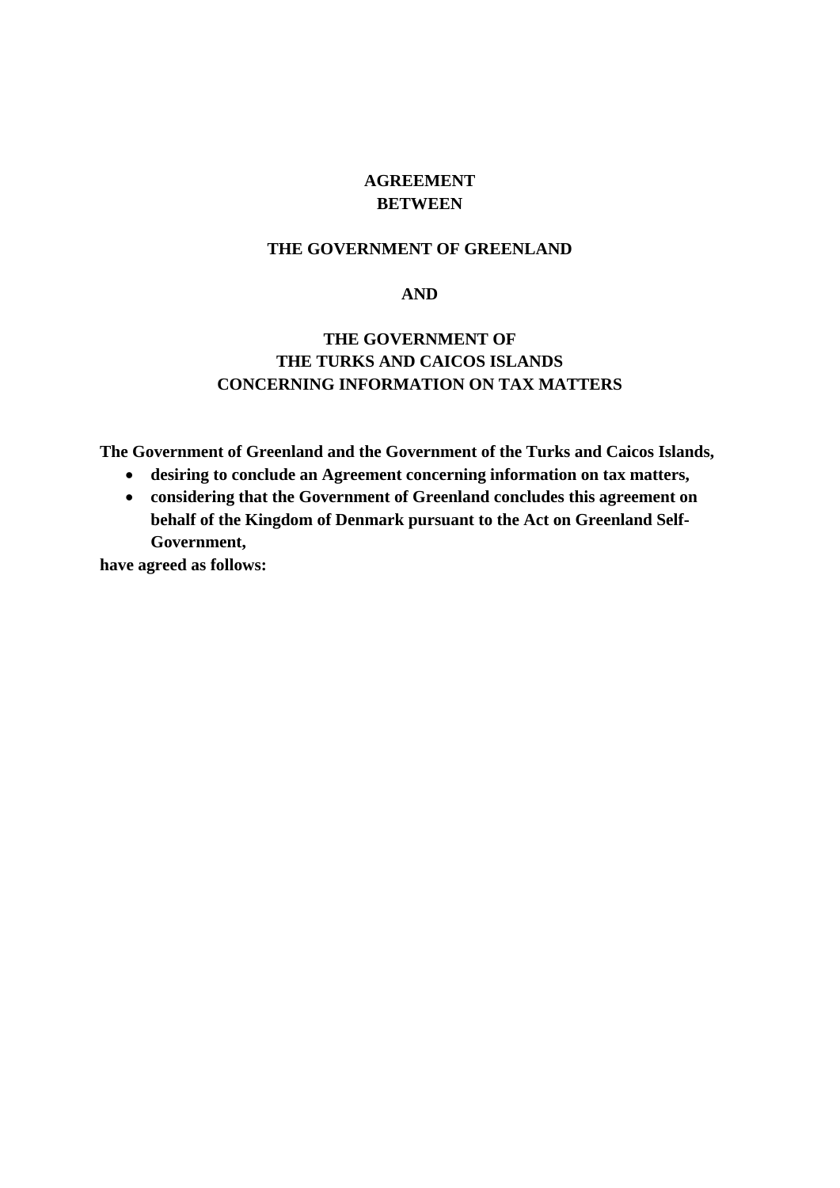# AGREEMENT
# BETWEEN

# THE GOVERNMENT OF GREENLAND

# AND

# THE GOVERNMENT OF THE TURKS AND CAICOS ISLANDS CONCERNING INFORMATION ON TAX MATTERS

**The Government of Greenland and the Government of the Turks and Caicos Islands,**

- **desiring to conclude an Agreement concerning information on tax matters,**
- **considering that the Government of Greenland concludes this agreement on behalf of the Kingdom of Denmark pursuant to the Act on Greenland Self-Government,**

**have agreed as follows:**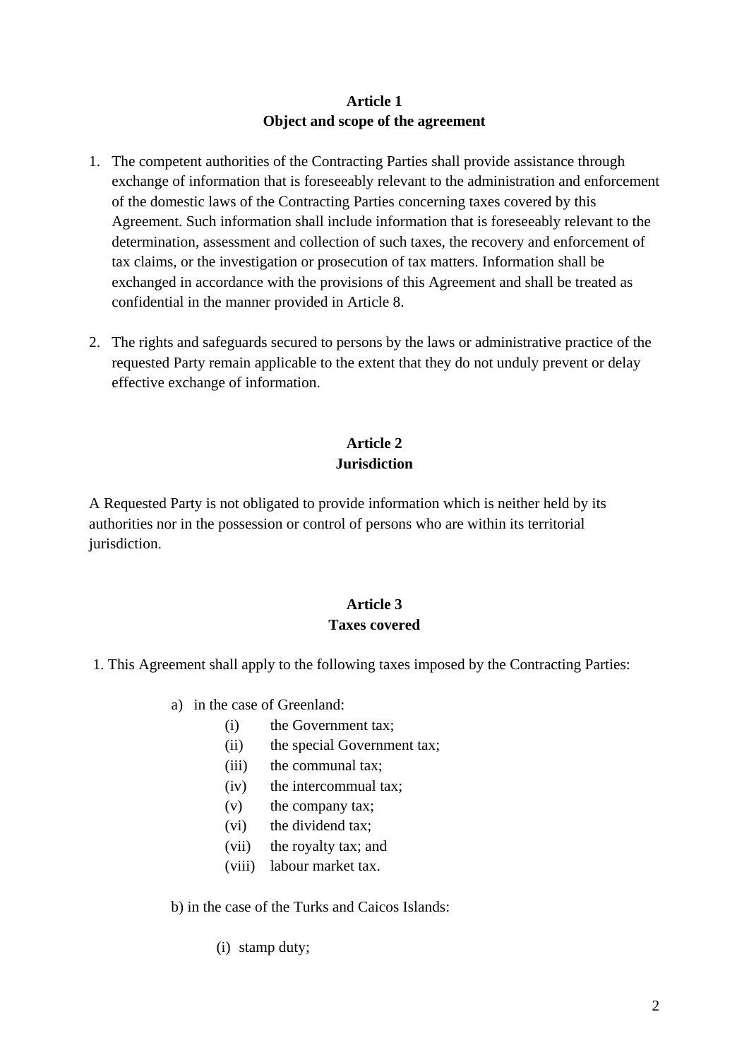## Article 1
## Object and scope of the agreement

1. The competent authorities of the Contracting Parties shall provide assistance through exchange of information that is foreseeably relevant to the administration and enforcement of the domestic laws of the Contracting Parties concerning taxes covered by this Agreement. Such information shall include information that is foreseeably relevant to the determination, assessment and collection of such taxes, the recovery and enforcement of tax claims, or the investigation or prosecution of tax matters. Information shall be exchanged in accordance with the provisions of this Agreement and shall be treated as confidential in the manner provided in Article 8.

2. The rights and safeguards secured to persons by the laws or administrative practice of the requested Party remain applicable to the extent that they do not unduly prevent or delay effective exchange of information.

## Article 2
## Jurisdiction

A Requested Party is not obligated to provide information which is neither held by its authorities nor in the possession or control of persons who are within its territorial jurisdiction.

## Article 3
## Taxes covered

1. This Agreement shall apply to the following taxes imposed by the Contracting Parties:

   a) in the case of Greenland:
      - (i) the Government tax;
      - (ii) the special Government tax;
      - (iii) the communal tax;
      - (iv) the intercommunal tax;
      - (v) the company tax;
      - (vi) the dividend tax;
      - (vii) the royalty tax; and
      - (viii) labour market tax.

   b) in the case of the Turks and Caicos Islands:
      - (i) stamp duty;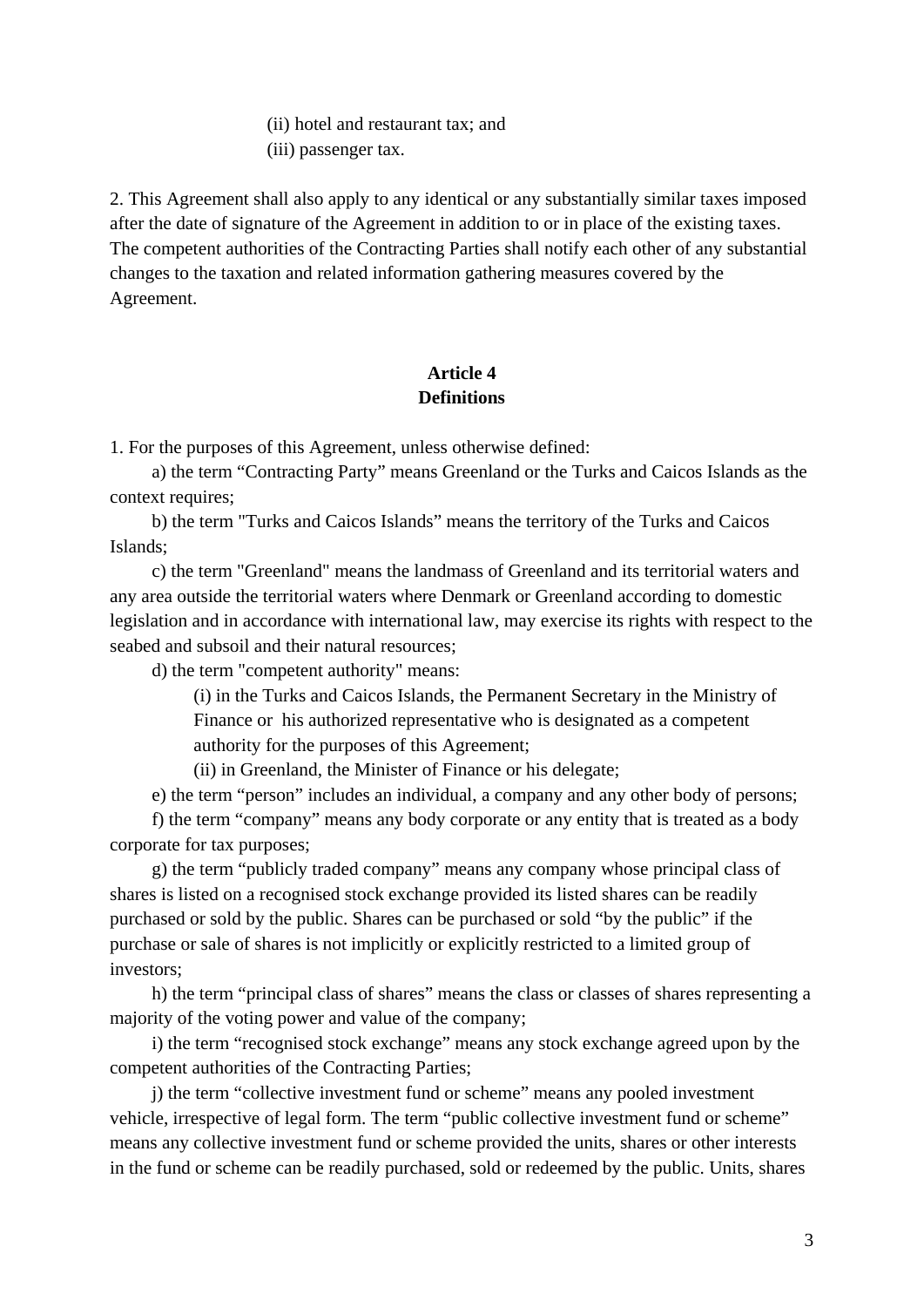(ii) hotel and restaurant tax; and
(iii) passenger tax.

2. This Agreement shall also apply to any identical or any substantially similar taxes imposed after the date of signature of the Agreement in addition to or in place of the existing taxes. The competent authorities of the Contracting Parties shall notify each other of any substantial changes to the taxation and related information gathering measures covered by the Agreement.

**Article 4**
**Definitions**

1. For the purposes of this Agreement, unless otherwise defined:

a) the term “Contracting Party” means Greenland or the Turks and Caicos Islands as the context requires;

b) the term "Turks and Caicos Islands” means the territory of the Turks and Caicos Islands;

c) the term "Greenland" means the landmass of Greenland and its territorial waters and any area outside the territorial waters where Denmark or Greenland according to domestic legislation and in accordance with international law, may exercise its rights with respect to the seabed and subsoil and their natural resources;

d) the term "competent authority" means:

(i) in the Turks and Caicos Islands, the Permanent Secretary in the Ministry of Finance or his authorized representative who is designated as a competent authority for the purposes of this Agreement;

(ii) in Greenland, the Minister of Finance or his delegate;

e) the term “person” includes an individual, a company and any other body of persons;

f) the term “company” means any body corporate or any entity that is treated as a body corporate for tax purposes;

g) the term “publicly traded company” means any company whose principal class of shares is listed on a recognised stock exchange provided its listed shares can be readily purchased or sold by the public. Shares can be purchased or sold “by the public” if the purchase or sale of shares is not implicitly or explicitly restricted to a limited group of investors;

h) the term “principal class of shares” means the class or classes of shares representing a majority of the voting power and value of the company;

i) the term “recognised stock exchange” means any stock exchange agreed upon by the competent authorities of the Contracting Parties;

j) the term “collective investment fund or scheme” means any pooled investment vehicle, irrespective of legal form. The term “public collective investment fund or scheme” means any collective investment fund or scheme provided the units, shares or other interests in the fund or scheme can be readily purchased, sold or redeemed by the public. Units, shares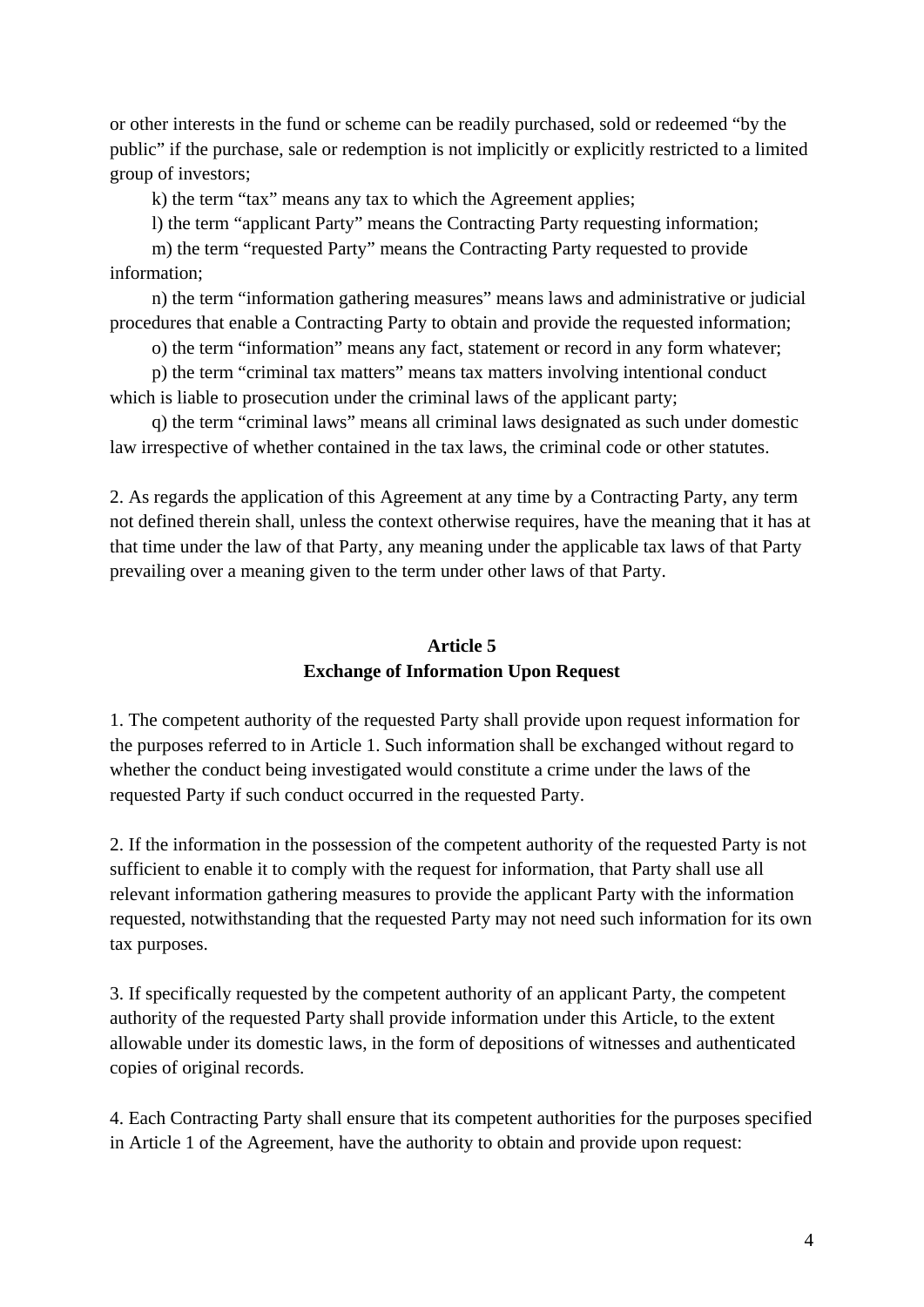or other interests in the fund or scheme can be readily purchased, sold or redeemed "by the public" if the purchase, sale or redemption is not implicitly or explicitly restricted to a limited group of investors;

k) the term "tax" means any tax to which the Agreement applies;

l) the term "applicant Party" means the Contracting Party requesting information;

m) the term "requested Party" means the Contracting Party requested to provide information;

n) the term "information gathering measures" means laws and administrative or judicial procedures that enable a Contracting Party to obtain and provide the requested information;

o) the term "information" means any fact, statement or record in any form whatever;

p) the term "criminal tax matters" means tax matters involving intentional conduct which is liable to prosecution under the criminal laws of the applicant party;

q) the term "criminal laws" means all criminal laws designated as such under domestic law irrespective of whether contained in the tax laws, the criminal code or other statutes.

2. As regards the application of this Agreement at any time by a Contracting Party, any term not defined therein shall, unless the context otherwise requires, have the meaning that it has at that time under the law of that Party, any meaning under the applicable tax laws of that Party prevailing over a meaning given to the term under other laws of that Party.

## Article 5
## Exchange of Information Upon Request

1. The competent authority of the requested Party shall provide upon request information for the purposes referred to in Article 1. Such information shall be exchanged without regard to whether the conduct being investigated would constitute a crime under the laws of the requested Party if such conduct occurred in the requested Party.

2. If the information in the possession of the competent authority of the requested Party is not sufficient to enable it to comply with the request for information, that Party shall use all relevant information gathering measures to provide the applicant Party with the information requested, notwithstanding that the requested Party may not need such information for its own tax purposes.

3. If specifically requested by the competent authority of an applicant Party, the competent authority of the requested Party shall provide information under this Article, to the extent allowable under its domestic laws, in the form of depositions of witnesses and authenticated copies of original records.

4. Each Contracting Party shall ensure that its competent authorities for the purposes specified in Article 1 of the Agreement, have the authority to obtain and provide upon request: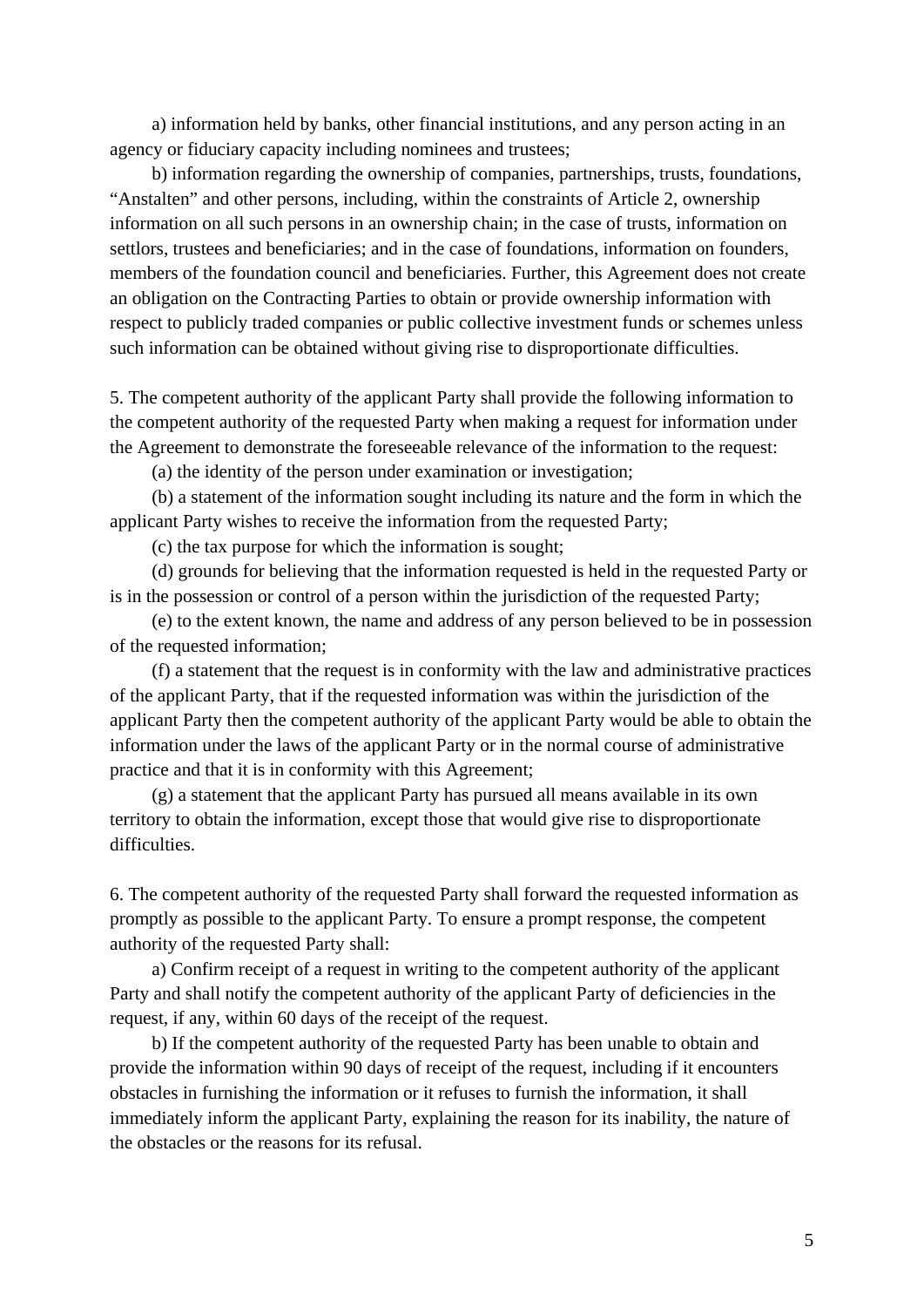a) information held by banks, other financial institutions, and any person acting in an agency or fiduciary capacity including nominees and trustees;

b) information regarding the ownership of companies, partnerships, trusts, foundations, "Anstalten" and other persons, including, within the constraints of Article 2, ownership information on all such persons in an ownership chain; in the case of trusts, information on settlors, trustees and beneficiaries; and in the case of foundations, information on founders, members of the foundation council and beneficiaries. Further, this Agreement does not create an obligation on the Contracting Parties to obtain or provide ownership information with respect to publicly traded companies or public collective investment funds or schemes unless such information can be obtained without giving rise to disproportionate difficulties.

5. The competent authority of the applicant Party shall provide the following information to the competent authority of the requested Party when making a request for information under the Agreement to demonstrate the foreseeable relevance of the information to the request:

(a) the identity of the person under examination or investigation;

(b) a statement of the information sought including its nature and the form in which the applicant Party wishes to receive the information from the requested Party;

(c) the tax purpose for which the information is sought;

(d) grounds for believing that the information requested is held in the requested Party or is in the possession or control of a person within the jurisdiction of the requested Party;

(e) to the extent known, the name and address of any person believed to be in possession of the requested information;

(f) a statement that the request is in conformity with the law and administrative practices of the applicant Party, that if the requested information was within the jurisdiction of the applicant Party then the competent authority of the applicant Party would be able to obtain the information under the laws of the applicant Party or in the normal course of administrative practice and that it is in conformity with this Agreement;

(g) a statement that the applicant Party has pursued all means available in its own territory to obtain the information, except those that would give rise to disproportionate difficulties.

6. The competent authority of the requested Party shall forward the requested information as promptly as possible to the applicant Party. To ensure a prompt response, the competent authority of the requested Party shall:

a) Confirm receipt of a request in writing to the competent authority of the applicant Party and shall notify the competent authority of the applicant Party of deficiencies in the request, if any, within 60 days of the receipt of the request.

b) If the competent authority of the requested Party has been unable to obtain and provide the information within 90 days of receipt of the request, including if it encounters obstacles in furnishing the information or it refuses to furnish the information, it shall immediately inform the applicant Party, explaining the reason for its inability, the nature of the obstacles or the reasons for its refusal.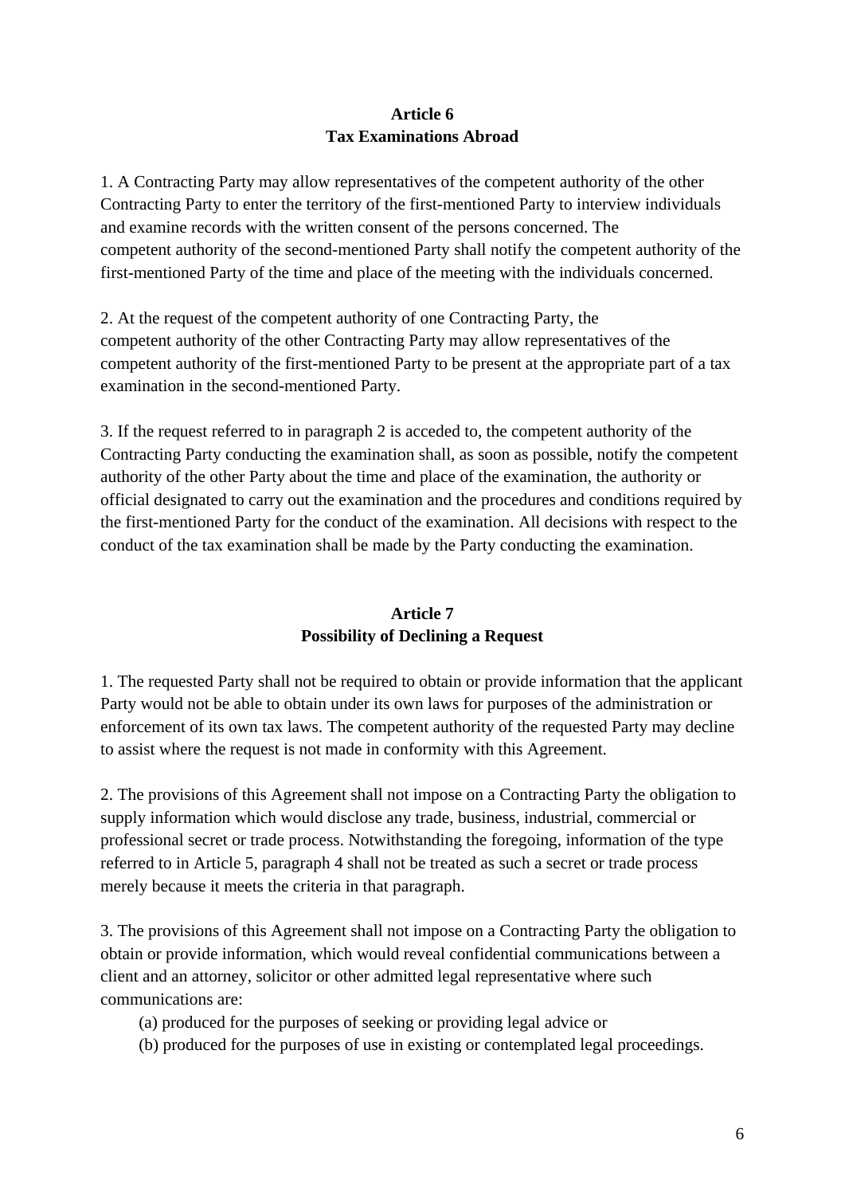## Article 6
## Tax Examinations Abroad

1. A Contracting Party may allow representatives of the competent authority of the other Contracting Party to enter the territory of the first-mentioned Party to interview individuals and examine records with the written consent of the persons concerned. The competent authority of the second-mentioned Party shall notify the competent authority of the first-mentioned Party of the time and place of the meeting with the individuals concerned.

2. At the request of the competent authority of one Contracting Party, the competent authority of the other Contracting Party may allow representatives of the competent authority of the first-mentioned Party to be present at the appropriate part of a tax examination in the second-mentioned Party.

3. If the request referred to in paragraph 2 is acceded to, the competent authority of the Contracting Party conducting the examination shall, as soon as possible, notify the competent authority of the other Party about the time and place of the examination, the authority or official designated to carry out the examination and the procedures and conditions required by the first-mentioned Party for the conduct of the examination. All decisions with respect to the conduct of the tax examination shall be made by the Party conducting the examination.

## Article 7
## Possibility of Declining a Request

1. The requested Party shall not be required to obtain or provide information that the applicant Party would not be able to obtain under its own laws for purposes of the administration or enforcement of its own tax laws. The competent authority of the requested Party may decline to assist where the request is not made in conformity with this Agreement.

2. The provisions of this Agreement shall not impose on a Contracting Party the obligation to supply information which would disclose any trade, business, industrial, commercial or professional secret or trade process. Notwithstanding the foregoing, information of the type referred to in Article 5, paragraph 4 shall not be treated as such a secret or trade process merely because it meets the criteria in that paragraph.

3. The provisions of this Agreement shall not impose on a Contracting Party the obligation to obtain or provide information, which would reveal confidential communications between a client and an attorney, solicitor or other admitted legal representative where such communications are:

(a) produced for the purposes of seeking or providing legal advice or
(b) produced for the purposes of use in existing or contemplated legal proceedings.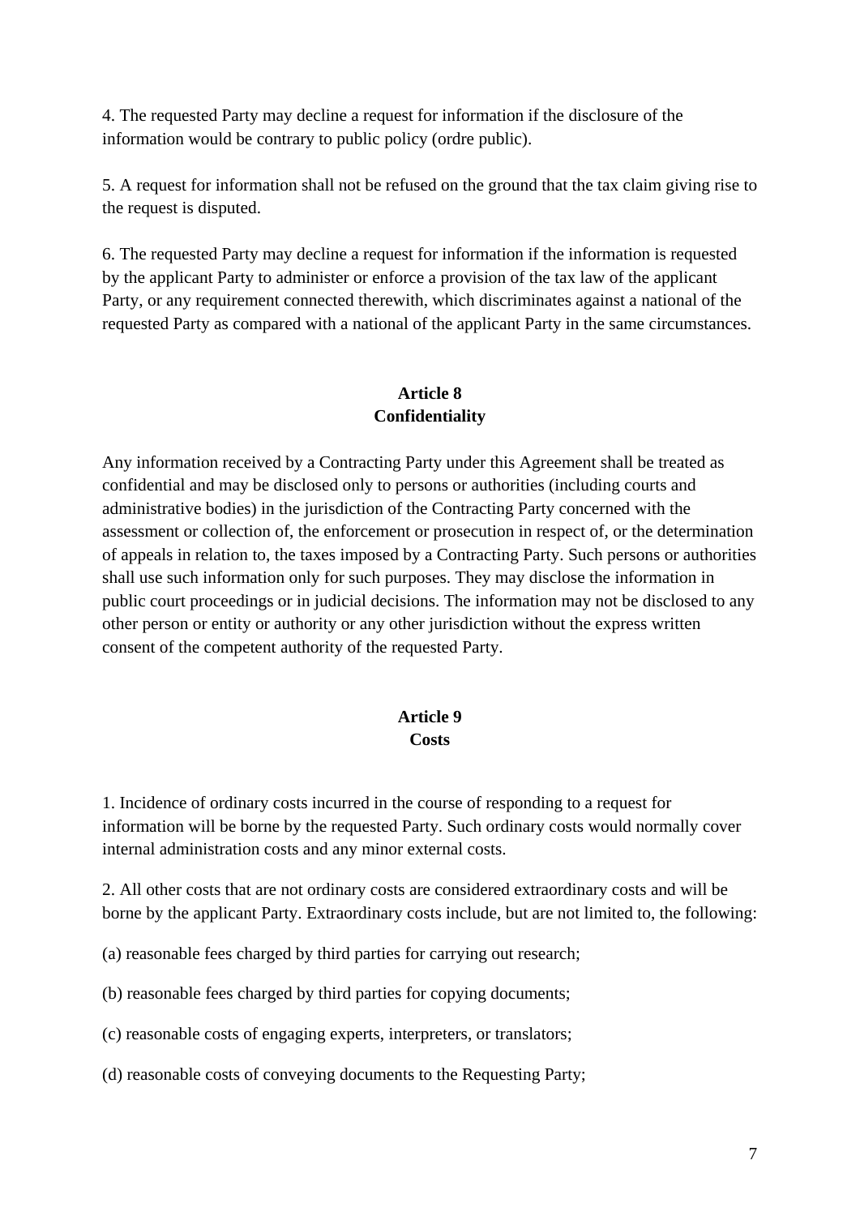4. The requested Party may decline a request for information if the disclosure of the information would be contrary to public policy (ordre public).

5. A request for information shall not be refused on the ground that the tax claim giving rise to the request is disputed.

6. The requested Party may decline a request for information if the information is requested by the applicant Party to administer or enforce a provision of the tax law of the applicant Party, or any requirement connected therewith, which discriminates against a national of the requested Party as compared with a national of the applicant Party in the same circumstances.

## Article 8
## Confidentiality

Any information received by a Contracting Party under this Agreement shall be treated as confidential and may be disclosed only to persons or authorities (including courts and administrative bodies) in the jurisdiction of the Contracting Party concerned with the assessment or collection of, the enforcement or prosecution in respect of, or the determination of appeals in relation to, the taxes imposed by a Contracting Party. Such persons or authorities shall use such information only for such purposes. They may disclose the information in public court proceedings or in judicial decisions. The information may not be disclosed to any other person or entity or authority or any other jurisdiction without the express written consent of the competent authority of the requested Party.

## Article 9
## Costs

1. Incidence of ordinary costs incurred in the course of responding to a request for information will be borne by the requested Party. Such ordinary costs would normally cover internal administration costs and any minor external costs.

2. All other costs that are not ordinary costs are considered extraordinary costs and will be borne by the applicant Party. Extraordinary costs include, but are not limited to, the following:

(a) reasonable fees charged by third parties for carrying out research;

(b) reasonable fees charged by third parties for copying documents;

(c) reasonable costs of engaging experts, interpreters, or translators;

(d) reasonable costs of conveying documents to the Requesting Party;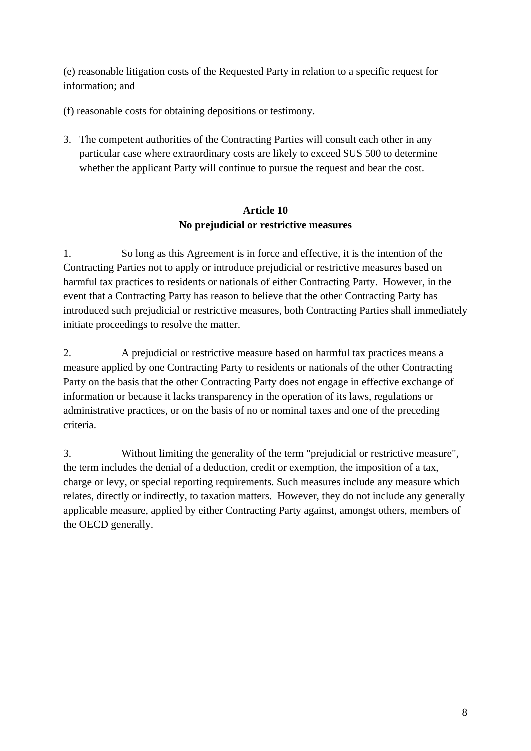(e) reasonable litigation costs of the Requested Party in relation to a specific request for information; and

(f) reasonable costs for obtaining depositions or testimony.

3. The competent authorities of the Contracting Parties will consult each other in any particular case where extraordinary costs are likely to exceed $US 500 to determine whether the applicant Party will continue to pursue the request and bear the cost.

**Article 10**
**No prejudicial or restrictive measures**

1. So long as this Agreement is in force and effective, it is the intention of the Contracting Parties not to apply or introduce prejudicial or restrictive measures based on harmful tax practices to residents or nationals of either Contracting Party. However, in the event that a Contracting Party has reason to believe that the other Contracting Party has introduced such prejudicial or restrictive measures, both Contracting Parties shall immediately initiate proceedings to resolve the matter.

2. A prejudicial or restrictive measure based on harmful tax practices means a measure applied by one Contracting Party to residents or nationals of the other Contracting Party on the basis that the other Contracting Party does not engage in effective exchange of information or because it lacks transparency in the operation of its laws, regulations or administrative practices, or on the basis of no or nominal taxes and one of the preceding criteria.

3. Without limiting the generality of the term "prejudicial or restrictive measure", the term includes the denial of a deduction, credit or exemption, the imposition of a tax, charge or levy, or special reporting requirements. Such measures include any measure which relates, directly or indirectly, to taxation matters. However, they do not include any generally applicable measure, applied by either Contracting Party against, amongst others, members of the OECD generally.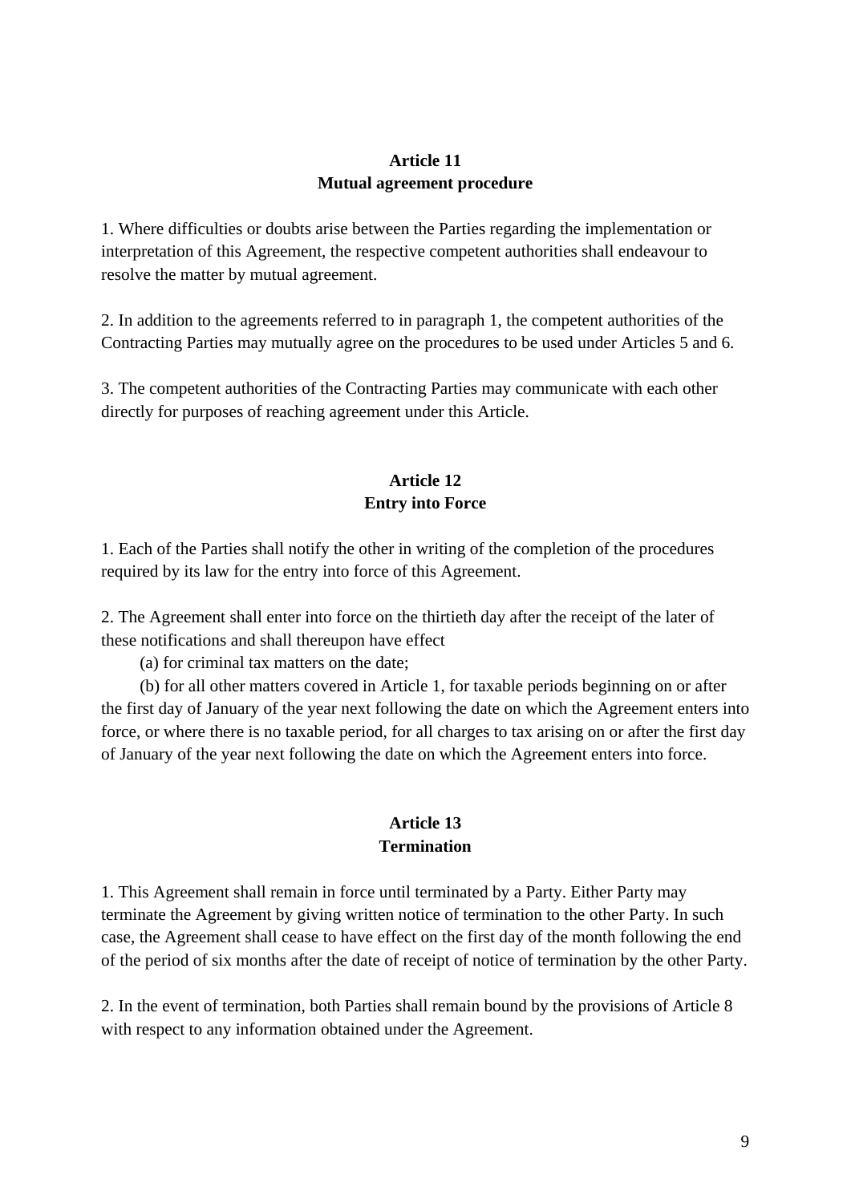## Article 11
## Mutual agreement procedure

1. Where difficulties or doubts arise between the Parties regarding the implementation or interpretation of this Agreement, the respective competent authorities shall endeavour to resolve the matter by mutual agreement.

2. In addition to the agreements referred to in paragraph 1, the competent authorities of the Contracting Parties may mutually agree on the procedures to be used under Articles 5 and 6.

3. The competent authorities of the Contracting Parties may communicate with each other directly for purposes of reaching agreement under this Article.

## Article 12
## Entry into Force

1. Each of the Parties shall notify the other in writing of the completion of the procedures required by its law for the entry into force of this Agreement.

2. The Agreement shall enter into force on the thirtieth day after the receipt of the later of these notifications and shall thereupon have effect

(a) for criminal tax matters on the date;

(b) for all other matters covered in Article 1, for taxable periods beginning on or after the first day of January of the year next following the date on which the Agreement enters into force, or where there is no taxable period, for all charges to tax arising on or after the first day of January of the year next following the date on which the Agreement enters into force.

## Article 13
## Termination

1. This Agreement shall remain in force until terminated by a Party. Either Party may terminate the Agreement by giving written notice of termination to the other Party. In such case, the Agreement shall cease to have effect on the first day of the month following the end of the period of six months after the date of receipt of notice of termination by the other Party.

2. In the event of termination, both Parties shall remain bound by the provisions of Article 8 with respect to any information obtained under the Agreement.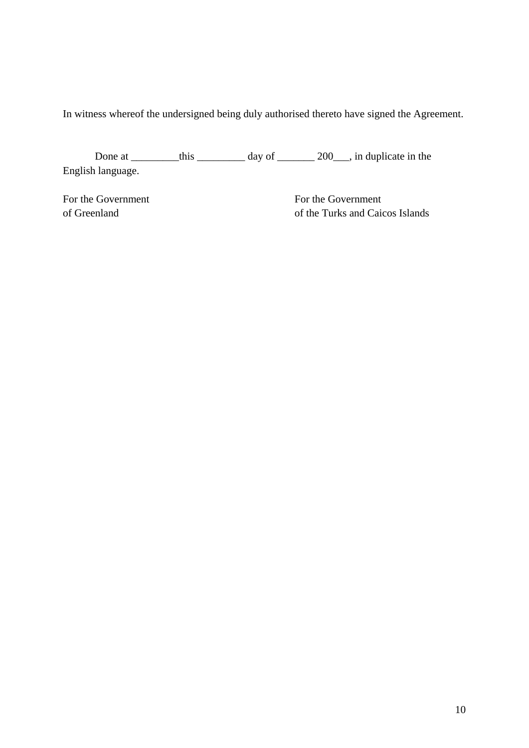In witness whereof the undersigned being duly authorised thereto have signed the Agreement.

Done at _________this _________ day of _______ 200___, in duplicate in the English language.

| | |
|---|---|
| For the Government of Greenland | For the Government of the Turks and Caicos Islands |